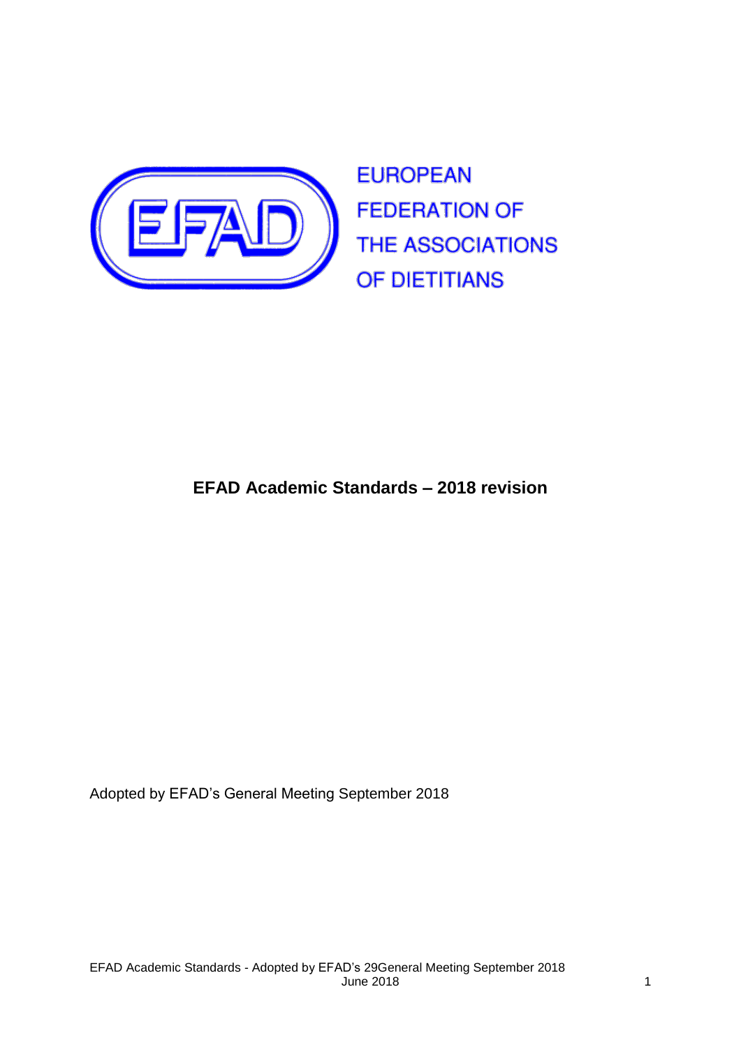EUROPEAN FEDERATION OF THE ASSOCIATIONS OF DIETITIANS

# EFAD Academic Standards – 2018 revision

Adopted by EFAD's General Meeting September 2018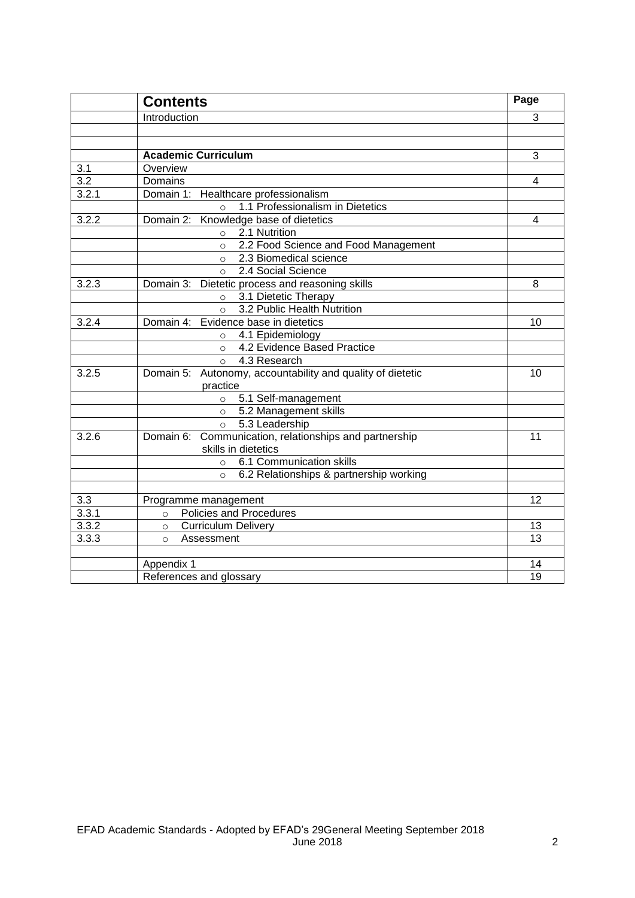| | **Contents** | **Page** |
|---|---|---|
| | Introduction | 3 |
| | | |
| | | |
| | **Academic Curriculum** | 3 |
| 3.1 | Overview | |
| 3.2 | Domains | 4 |
| 3.2.1 | Domain 1: Healthcare professionalism | |
| | ○ 1.1 Professionalism in Dietetics | |
| 3.2.2 | Domain 2: Knowledge base of dietetics | 4 |
| | ○ 2.1 Nutrition | |
| | ○ 2.2 Food Science and Food Management | |
| | ○ 2.3 Biomedical science | |
| | ○ 2.4 Social Science | |
| 3.2.3 | Domain 3: Dietetic process and reasoning skills | 8 |
| | ○ 3.1 Dietetic Therapy | |
| | ○ 3.2 Public Health Nutrition | |
| 3.2.4 | Domain 4: Evidence base in dietetics | 10 |
| | ○ 4.1 Epidemiology | |
| | ○ 4.2 Evidence Based Practice | |
| | ○ 4.3 Research | |
| 3.2.5 | Domain 5: Autonomy, accountability and quality of dietetic practice | 10 |
| | ○ 5.1 Self-management | |
| | ○ 5.2 Management skills | |
| | ○ 5.3 Leadership | |
| 3.2.6 | Domain 6: Communication, relationships and partnership skills in dietetics | 11 |
| | ○ 6.1 Communication skills | |
| | ○ 6.2 Relationships & partnership working | |
| | | |
| 3.3 | Programme management | 12 |
| 3.3.1 | ○ Policies and Procedures | |
| 3.3.2 | ○ Curriculum Delivery | 13 |
| 3.3.3 | ○ Assessment | 13 |
| | | |
| | Appendix 1 | 14 |
| | References and glossary | 19 |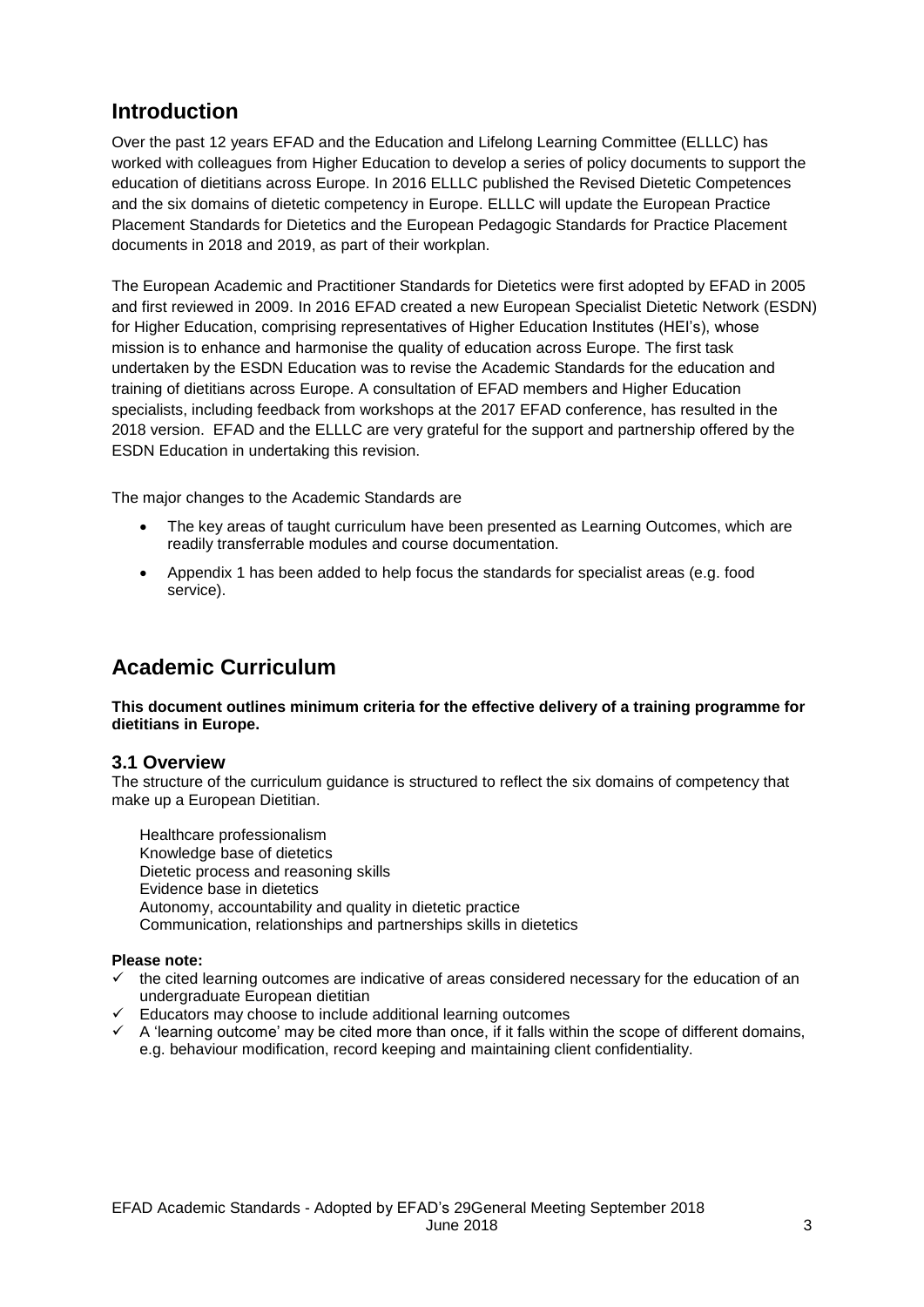## Introduction

Over the past 12 years EFAD and the Education and Lifelong Learning Committee (ELLLC) has worked with colleagues from Higher Education to develop a series of policy documents to support the education of dietitians across Europe. In 2016 ELLLC published the Revised Dietetic Competences and the six domains of dietetic competency in Europe. ELLLC will update the European Practice Placement Standards for Dietetics and the European Pedagogic Standards for Practice Placement documents in 2018 and 2019, as part of their workplan.

The European Academic and Practitioner Standards for Dietetics were first adopted by EFAD in 2005 and first reviewed in 2009. In 2016 EFAD created a new European Specialist Dietetic Network (ESDN) for Higher Education, comprising representatives of Higher Education Institutes (HEI's), whose mission is to enhance and harmonise the quality of education across Europe. The first task undertaken by the ESDN Education was to revise the Academic Standards for the education and training of dietitians across Europe. A consultation of EFAD members and Higher Education specialists, including feedback from workshops at the 2017 EFAD conference, has resulted in the 2018 version. EFAD and the ELLLC are very grateful for the support and partnership offered by the ESDN Education in undertaking this revision.

The major changes to the Academic Standards are

- The key areas of taught curriculum have been presented as Learning Outcomes, which are readily transferrable modules and course documentation.
- Appendix 1 has been added to help focus the standards for specialist areas (e.g. food service).

## Academic Curriculum

**This document outlines minimum criteria for the effective delivery of a training programme for dietitians in Europe.**

### 3.1 Overview

The structure of the curriculum guidance is structured to reflect the six domains of competency that make up a European Dietitian.

Healthcare professionalism
Knowledge base of dietetics
Dietetic process and reasoning skills
Evidence base in dietetics
Autonomy, accountability and quality in dietetic practice
Communication, relationships and partnerships skills in dietetics

**Please note:**

- ✓ the cited learning outcomes are indicative of areas considered necessary for the education of an undergraduate European dietitian
- ✓ Educators may choose to include additional learning outcomes
- ✓ A 'learning outcome' may be cited more than once, if it falls within the scope of different domains, e.g. behaviour modification, record keeping and maintaining client confidentiality.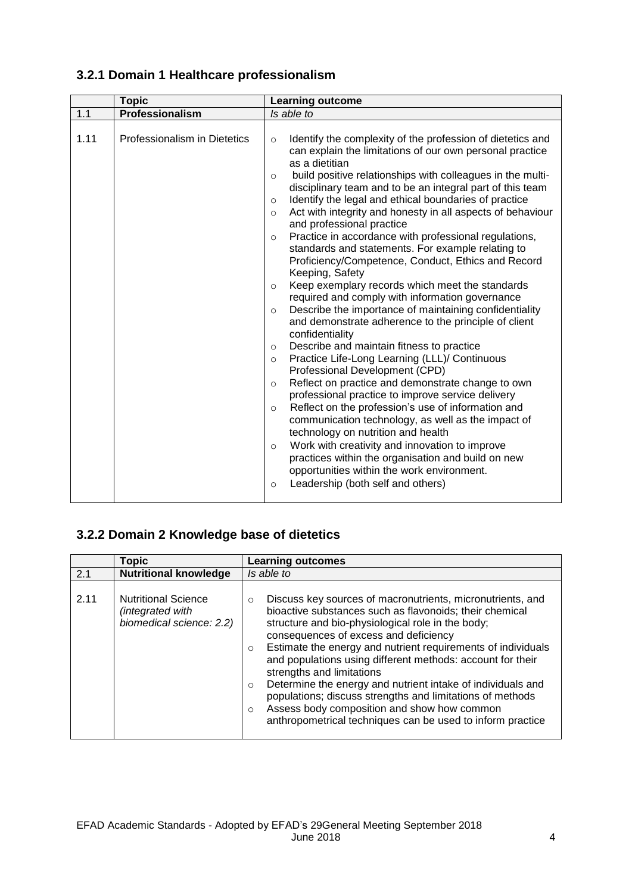### 3.2.1 Domain 1 Healthcare professionalism

| | Topic | Learning outcome |
|---|---|---|
| 1.1 | **Professionalism** | *Is able to* |
| 1.11 | Professionalism in Dietetics | ○ Identify the complexity of the profession of dietetics and can explain the limitations of our own personal practice as a dietitian<br>○ build positive relationships with colleagues in the multi-disciplinary team and to be an integral part of this team<br>○ Identify the legal and ethical boundaries of practice<br>○ Act with integrity and honesty in all aspects of behaviour and professional practice<br>○ Practice in accordance with professional regulations, standards and statements. For example relating to Proficiency/Competence, Conduct, Ethics and Record Keeping, Safety<br>○ Keep exemplary records which meet the standards required and comply with information governance<br>○ Describe the importance of maintaining confidentiality and demonstrate adherence to the principle of client confidentiality<br>○ Describe and maintain fitness to practice<br>○ Practice Life-Long Learning (LLL)/ Continuous Professional Development (CPD)<br>○ Reflect on practice and demonstrate change to own professional practice to improve service delivery<br>○ Reflect on the profession's use of information and communication technology, as well as the impact of technology on nutrition and health<br>○ Work with creativity and innovation to improve practices within the organisation and build on new opportunities within the work environment.<br>○ Leadership (both self and others) |

### 3.2.2 Domain 2 Knowledge base of dietetics

| | Topic | Learning outcomes |
|---|---|---|
| 2.1 | **Nutritional knowledge** | *Is able to* |
| 2.11 | Nutritional Science *(integrated with biomedical science: 2.2)* | ○ Discuss key sources of macronutrients, micronutrients, and bioactive substances such as flavonoids; their chemical structure and bio-physiological role in the body; consequences of excess and deficiency<br>○ Estimate the energy and nutrient requirements of individuals and populations using different methods: account for their strengths and limitations<br>○ Determine the energy and nutrient intake of individuals and populations; discuss strengths and limitations of methods<br>○ Assess body composition and show how common anthropometrical techniques can be used to inform practice |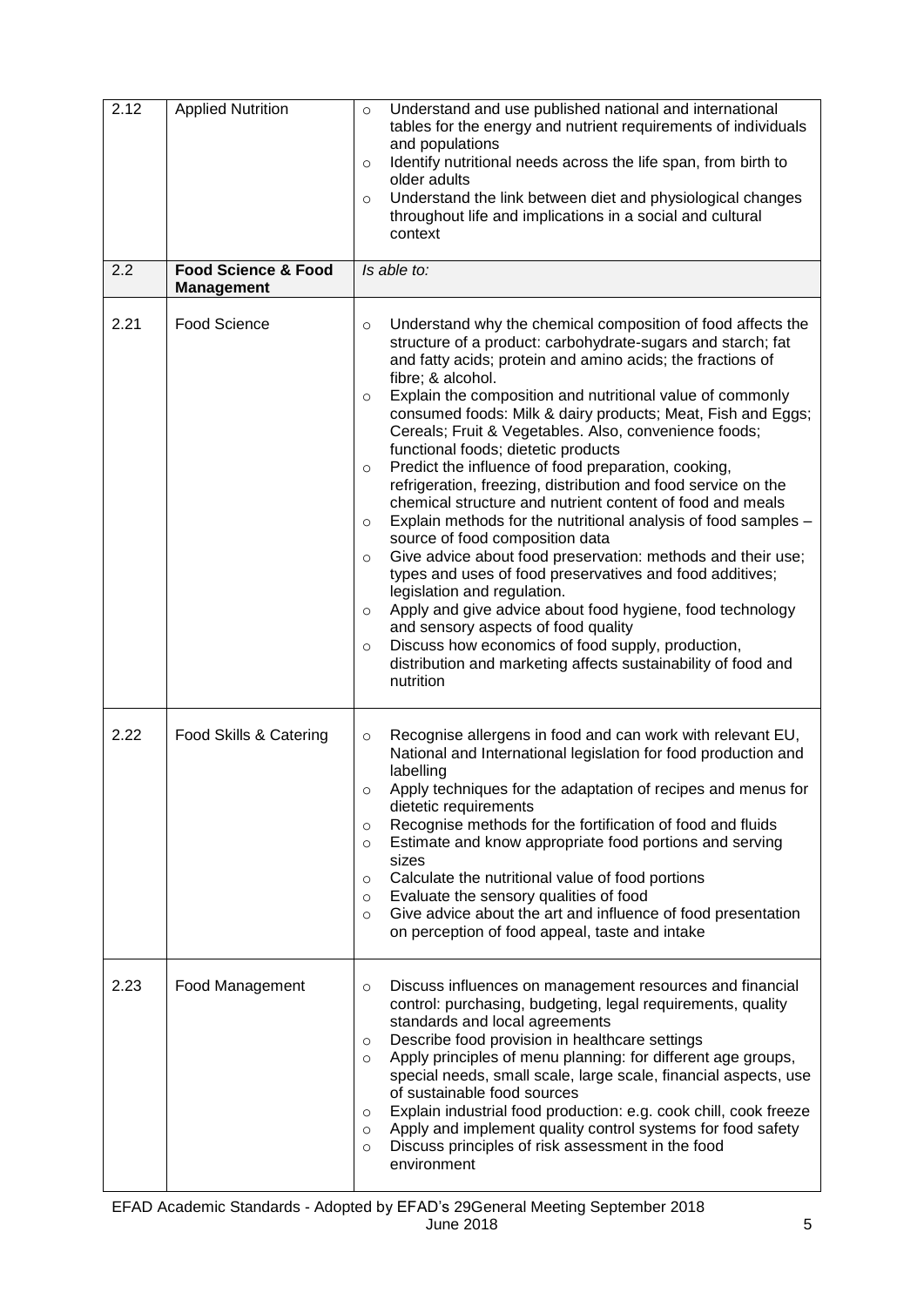| 2.12 | Applied Nutrition | ○ Understand and use published national and international tables for the energy and nutrient requirements of individuals and populations<br>○ Identify nutritional needs across the life span, from birth to older adults<br>○ Understand the link between diet and physiological changes throughout life and implications in a social and cultural context |
|---|---|---|
| 2.2 | **Food Science & Food Management** | *Is able to:* |
| 2.21 | Food Science | ○ Understand why the chemical composition of food affects the structure of a product: carbohydrate-sugars and starch; fat and fatty acids; protein and amino acids; the fractions of fibre; & alcohol.<br>○ Explain the composition and nutritional value of commonly consumed foods: Milk & dairy products; Meat, Fish and Eggs; Cereals; Fruit & Vegetables. Also, convenience foods; functional foods; dietetic products<br>○ Predict the influence of food preparation, cooking, refrigeration, freezing, distribution and food service on the chemical structure and nutrient content of food and meals<br>○ Explain methods for the nutritional analysis of food samples – source of food composition data<br>○ Give advice about food preservation: methods and their use; types and uses of food preservatives and food additives; legislation and regulation.<br>○ Apply and give advice about food hygiene, food technology and sensory aspects of food quality<br>○ Discuss how economics of food supply, production, distribution and marketing affects sustainability of food and nutrition |
| 2.22 | Food Skills & Catering | ○ Recognise allergens in food and can work with relevant EU, National and International legislation for food production and labelling<br>○ Apply techniques for the adaptation of recipes and menus for dietetic requirements<br>○ Recognise methods for the fortification of food and fluids<br>○ Estimate and know appropriate food portions and serving sizes<br>○ Calculate the nutritional value of food portions<br>○ Evaluate the sensory qualities of food<br>○ Give advice about the art and influence of food presentation on perception of food appeal, taste and intake |
| 2.23 | Food Management | ○ Discuss influences on management resources and financial control: purchasing, budgeting, legal requirements, quality standards and local agreements<br>○ Describe food provision in healthcare settings<br>○ Apply principles of menu planning: for different age groups, special needs, small scale, large scale, financial aspects, use of sustainable food sources<br>○ Explain industrial food production: e.g. cook chill, cook freeze<br>○ Apply and implement quality control systems for food safety<br>○ Discuss principles of risk assessment in the food environment |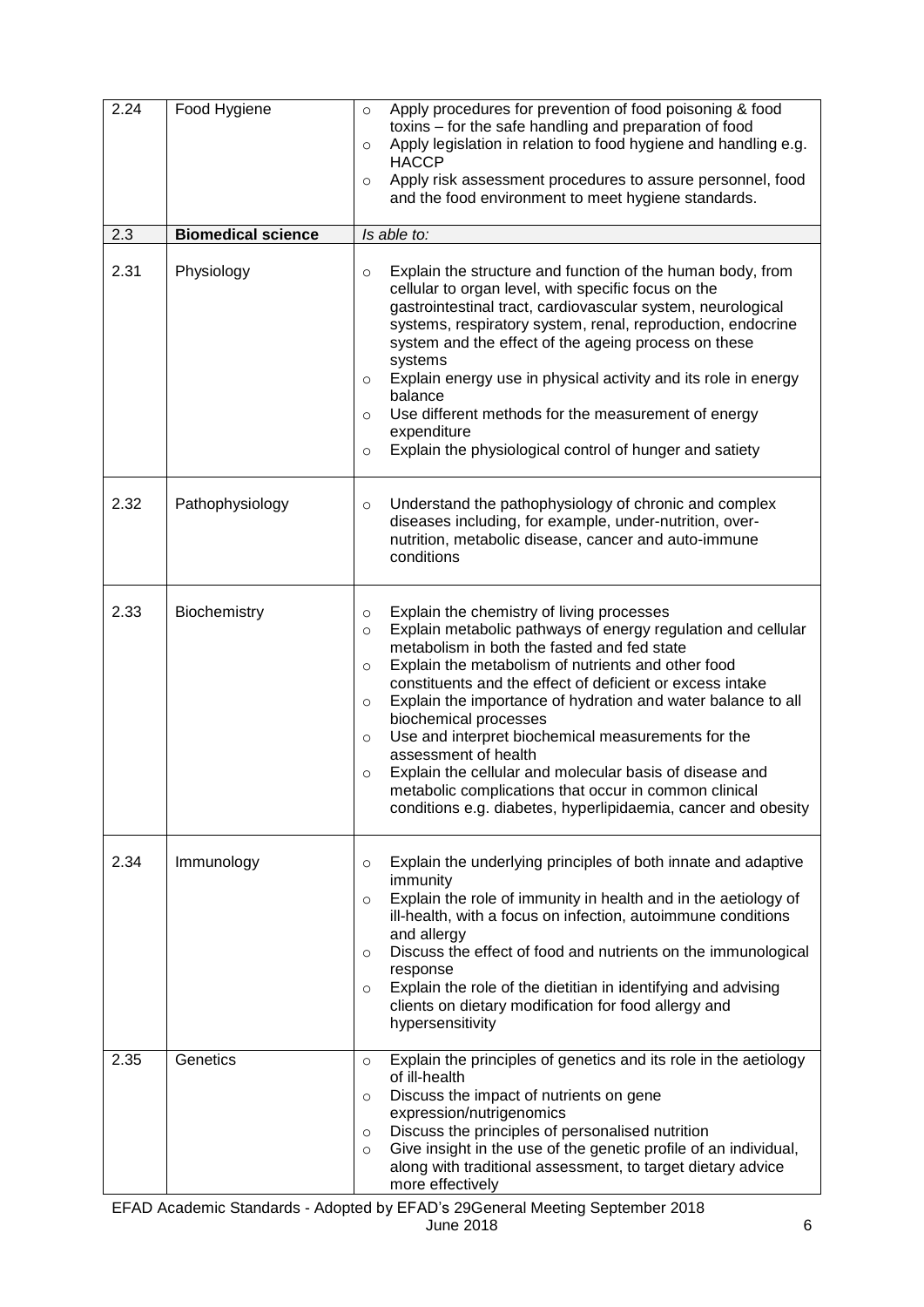| | | |
|---|---|---|
| 2.24 | Food Hygiene | ○ Apply procedures for prevention of food poisoning & food toxins – for the safe handling and preparation of food<br>○ Apply legislation in relation to food hygiene and handling e.g. HACCP<br>○ Apply risk assessment procedures to assure personnel, food and the food environment to meet hygiene standards. |
| 2.3 | **Biomedical science** | *Is able to:* |
| 2.31 | Physiology | ○ Explain the structure and function of the human body, from cellular to organ level, with specific focus on the gastrointestinal tract, cardiovascular system, neurological systems, respiratory system, renal, reproduction, endocrine system and the effect of the ageing process on these systems<br>○ Explain energy use in physical activity and its role in energy balance<br>○ Use different methods for the measurement of energy expenditure<br>○ Explain the physiological control of hunger and satiety |
| 2.32 | Pathophysiology | ○ Understand the pathophysiology of chronic and complex diseases including, for example, under-nutrition, over-nutrition, metabolic disease, cancer and auto-immune conditions |
| 2.33 | Biochemistry | ○ Explain the chemistry of living processes<br>○ Explain metabolic pathways of energy regulation and cellular metabolism in both the fasted and fed state<br>○ Explain the metabolism of nutrients and other food constituents and the effect of deficient or excess intake<br>○ Explain the importance of hydration and water balance to all biochemical processes<br>○ Use and interpret biochemical measurements for the assessment of health<br>○ Explain the cellular and molecular basis of disease and metabolic complications that occur in common clinical conditions e.g. diabetes, hyperlipidaemia, cancer and obesity |
| 2.34 | Immunology | ○ Explain the underlying principles of both innate and adaptive immunity<br>○ Explain the role of immunity in health and in the aetiology of ill-health, with a focus on infection, autoimmune conditions and allergy<br>○ Discuss the effect of food and nutrients on the immunological response<br>○ Explain the role of the dietitian in identifying and advising clients on dietary modification for food allergy and hypersensitivity |
| 2.35 | Genetics | ○ Explain the principles of genetics and its role in the aetiology of ill-health<br>○ Discuss the impact of nutrients on gene expression/nutrigenomics<br>○ Discuss the principles of personalised nutrition<br>○ Give insight in the use of the genetic profile of an individual, along with traditional assessment, to target dietary advice more effectively |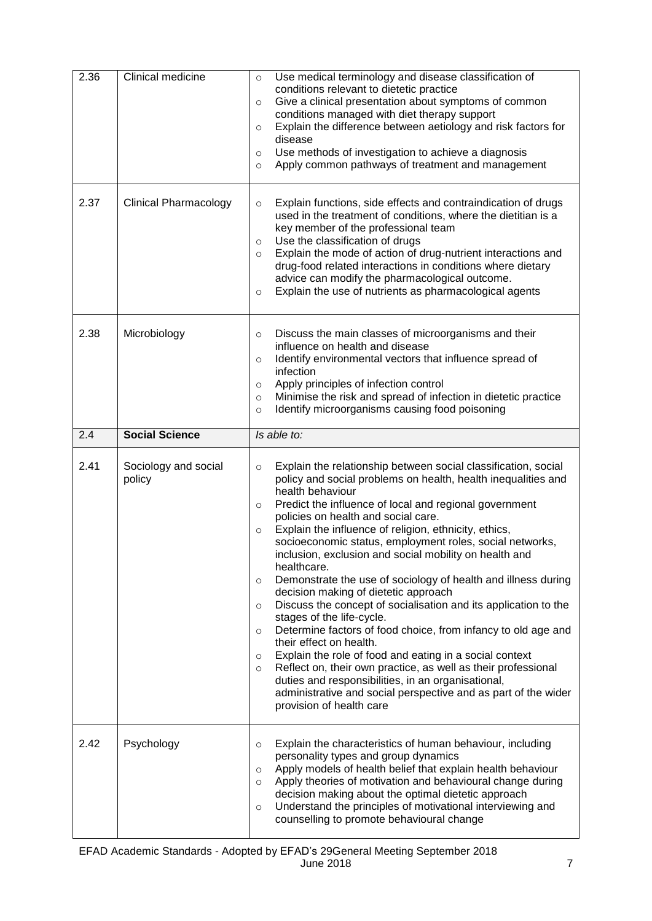| 2.36 | Clinical medicine | <ul><li>Use medical terminology and disease classification of conditions relevant to dietetic practice</li><li>Give a clinical presentation about symptoms of common conditions managed with diet therapy support</li><li>Explain the difference between aetiology and risk factors for disease</li><li>Use methods of investigation to achieve a diagnosis</li><li>Apply common pathways of treatment and management</li></ul> |
|---|---|---|
| 2.37 | Clinical Pharmacology | <ul><li>Explain functions, side effects and contraindication of drugs used in the treatment of conditions, where the dietitian is a key member of the professional team</li><li>Use the classification of drugs</li><li>Explain the mode of action of drug-nutrient interactions and drug-food related interactions in conditions where dietary advice can modify the pharmacological outcome.</li><li>Explain the use of nutrients as pharmacological agents</li></ul> |
| 2.38 | Microbiology | <ul><li>Discuss the main classes of microorganisms and their influence on health and disease</li><li>Identify environmental vectors that influence spread of infection</li><li>Apply principles of infection control</li><li>Minimise the risk and spread of infection in dietetic practice</li><li>Identify microorganisms causing food poisoning</li></ul> |
| 2.4 | **Social Science** | *Is able to:* |
| 2.41 | Sociology and social policy | <ul><li>Explain the relationship between social classification, social policy and social problems on health, health inequalities and health behaviour</li><li>Predict the influence of local and regional government policies on health and social care.</li><li>Explain the influence of religion, ethnicity, ethics, socioeconomic status, employment roles, social networks, inclusion, exclusion and social mobility on health and healthcare.</li><li>Demonstrate the use of sociology of health and illness during decision making of dietetic approach</li><li>Discuss the concept of socialisation and its application to the stages of the life-cycle.</li><li>Determine factors of food choice, from infancy to old age and their effect on health.</li><li>Explain the role of food and eating in a social context</li><li>Reflect on, their own practice, as well as their professional duties and responsibilities, in an organisational, administrative and social perspective and as part of the wider provision of health care</li></ul> |
| 2.42 | Psychology | <ul><li>Explain the characteristics of human behaviour, including personality types and group dynamics</li><li>Apply models of health belief that explain health behaviour</li><li>Apply theories of motivation and behavioural change during decision making about the optimal dietetic approach</li><li>Understand the principles of motivational interviewing and counselling to promote behavioural change</li></ul> |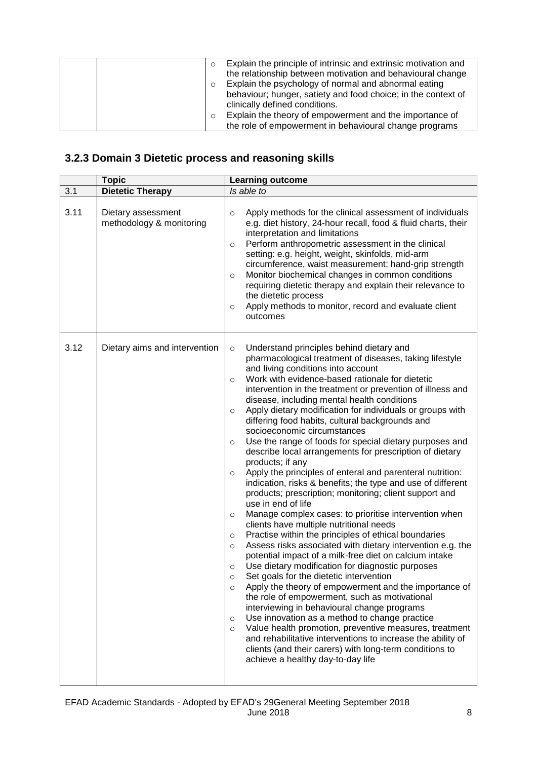| | | Learning outcome |
|---|---|---|
| | | ○ Explain the principle of intrinsic and extrinsic motivation and the relationship between motivation and behavioural change<br>○ Explain the psychology of normal and abnormal eating behaviour; hunger, satiety and food choice; in the context of clinically defined conditions.<br>○ Explain the theory of empowerment and the importance of the role of empowerment in behavioural change programs |

### 3.2.3 Domain 3 Dietetic process and reasoning skills

| | Topic | Learning outcome |
|---|---|---|
| 3.1 | **Dietetic Therapy** | *Is able to* |
| 3.11 | Dietary assessment methodology & monitoring | ○ Apply methods for the clinical assessment of individuals e.g. diet history, 24-hour recall, food & fluid charts, their interpretation and limitations<br>○ Perform anthropometric assessment in the clinical setting: e.g. height, weight, skinfolds, mid-arm circumference, waist measurement; hand-grip strength<br>○ Monitor biochemical changes in common conditions requiring dietetic therapy and explain their relevance to the dietetic process<br>○ Apply methods to monitor, record and evaluate client outcomes |
| 3.12 | Dietary aims and intervention | ○ Understand principles behind dietary and pharmacological treatment of diseases, taking lifestyle and living conditions into account<br>○ Work with evidence-based rationale for dietetic intervention in the treatment or prevention of illness and disease, including mental health conditions<br>○ Apply dietary modification for individuals or groups with differing food habits, cultural backgrounds and socioeconomic circumstances<br>○ Use the range of foods for special dietary purposes and describe local arrangements for prescription of dietary products; if any<br>○ Apply the principles of enteral and parenteral nutrition: indication, risks & benefits; the type and use of different products; prescription; monitoring; client support and use in end of life<br>○ Manage complex cases: to prioritise intervention when clients have multiple nutritional needs<br>○ Practise within the principles of ethical boundaries<br>○ Assess risks associated with dietary intervention e.g. the potential impact of a milk-free diet on calcium intake<br>○ Use dietary modification for diagnostic purposes<br>○ Set goals for the dietetic intervention<br>○ Apply the theory of empowerment and the importance of the role of empowerment, such as motivational interviewing in behavioural change programs<br>○ Use innovation as a method to change practice<br>○ Value health promotion, preventive measures, treatment and rehabilitative interventions to increase the ability of clients (and their carers) with long-term conditions to achieve a healthy day-to-day life |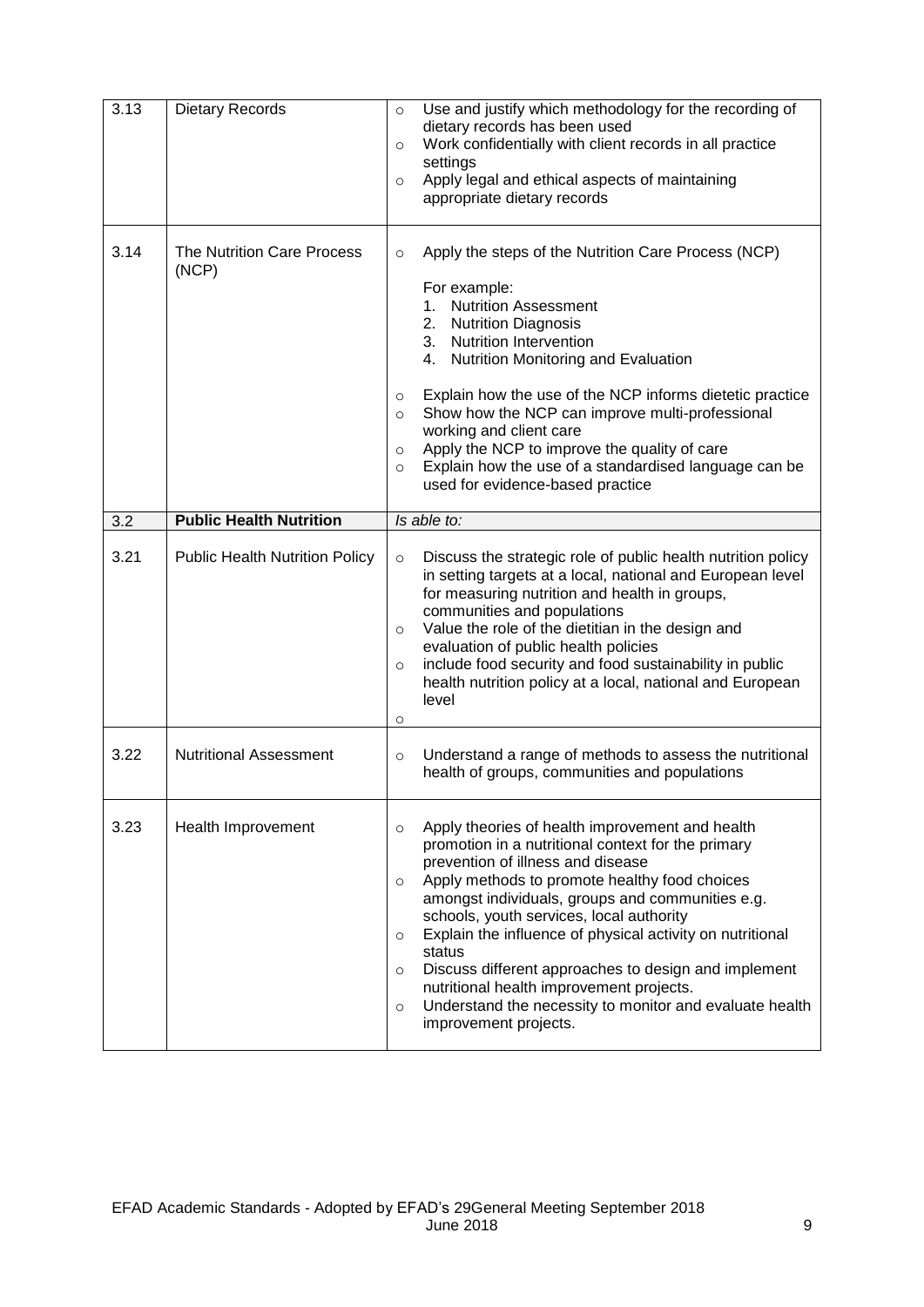| | | |
|---|---|---|
| 3.13 | Dietary Records | ○ Use and justify which methodology for the recording of dietary records has been used<br>○ Work confidentially with client records in all practice settings<br>○ Apply legal and ethical aspects of maintaining appropriate dietary records |
| 3.14 | The Nutrition Care Process (NCP) | ○ Apply the steps of the Nutrition Care Process (NCP)<br><br>For example:<br>1. Nutrition Assessment<br>2. Nutrition Diagnosis<br>3. Nutrition Intervention<br>4. Nutrition Monitoring and Evaluation<br><br>○ Explain how the use of the NCP informs dietetic practice<br>○ Show how the NCP can improve multi-professional working and client care<br>○ Apply the NCP to improve the quality of care<br>○ Explain how the use of a standardised language can be used for evidence-based practice |
| 3.2 | **Public Health Nutrition** | *Is able to:* |
| 3.21 | Public Health Nutrition Policy | ○ Discuss the strategic role of public health nutrition policy in setting targets at a local, national and European level for measuring nutrition and health in groups, communities and populations<br>○ Value the role of the dietitian in the design and evaluation of public health policies<br>○ include food security and food sustainability in public health nutrition policy at a local, national and European level<br>○ |
| 3.22 | Nutritional Assessment | ○ Understand a range of methods to assess the nutritional health of groups, communities and populations |
| 3.23 | Health Improvement | ○ Apply theories of health improvement and health promotion in a nutritional context for the primary prevention of illness and disease<br>○ Apply methods to promote healthy food choices amongst individuals, groups and communities e.g. schools, youth services, local authority<br>○ Explain the influence of physical activity on nutritional status<br>○ Discuss different approaches to design and implement nutritional health improvement projects.<br>○ Understand the necessity to monitor and evaluate health improvement projects. |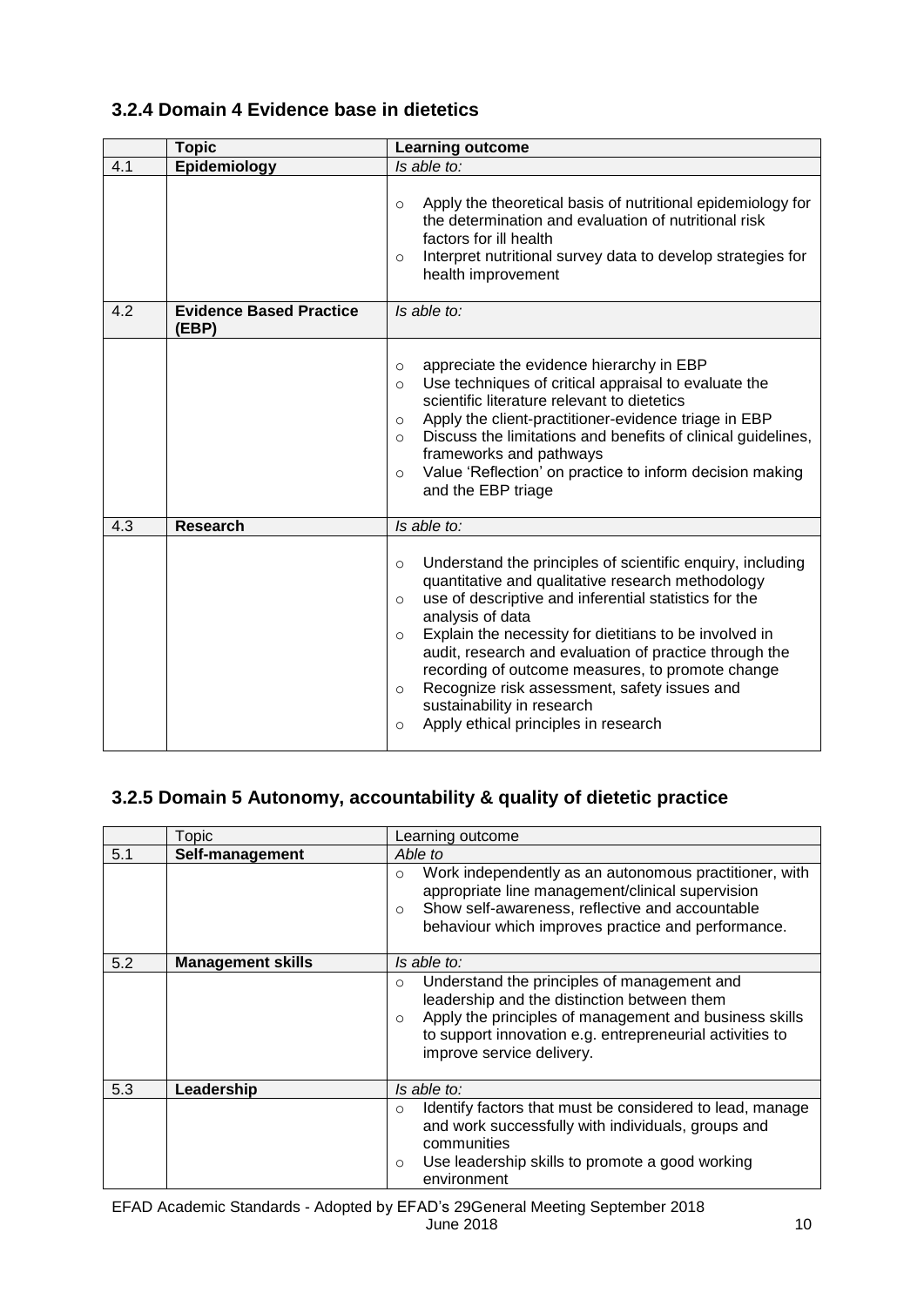### 3.2.4 Domain 4 Evidence base in dietetics

| | **Topic** | **Learning outcome** |
|---|---|---|
| 4.1 | **Epidemiology** | *Is able to:* |
| | | ○ Apply the theoretical basis of nutritional epidemiology for the determination and evaluation of nutritional risk factors for ill health<br>○ Interpret nutritional survey data to develop strategies for health improvement |
| 4.2 | **Evidence Based Practice (EBP)** | *Is able to:* |
| | | ○ appreciate the evidence hierarchy in EBP<br>○ Use techniques of critical appraisal to evaluate the scientific literature relevant to dietetics<br>○ Apply the client-practitioner-evidence triage in EBP<br>○ Discuss the limitations and benefits of clinical guidelines, frameworks and pathways<br>○ Value 'Reflection' on practice to inform decision making and the EBP triage |
| 4.3 | **Research** | *Is able to:* |
| | | ○ Understand the principles of scientific enquiry, including quantitative and qualitative research methodology<br>○ use of descriptive and inferential statistics for the analysis of data<br>○ Explain the necessity for dietitians to be involved in audit, research and evaluation of practice through the recording of outcome measures, to promote change<br>○ Recognize risk assessment, safety issues and sustainability in research<br>○ Apply ethical principles in research |

### 3.2.5 Domain 5 Autonomy, accountability & quality of dietetic practice

| | Topic | Learning outcome |
|---|---|---|
| 5.1 | **Self-management** | *Able to* |
| | | ○ Work independently as an autonomous practitioner, with appropriate line management/clinical supervision<br>○ Show self-awareness, reflective and accountable behaviour which improves practice and performance. |
| 5.2 | **Management skills** | *Is able to:* |
| | | ○ Understand the principles of management and leadership and the distinction between them<br>○ Apply the principles of management and business skills to support innovation e.g. entrepreneurial activities to improve service delivery. |
| 5.3 | **Leadership** | *Is able to:* |
| | | ○ Identify factors that must be considered to lead, manage and work successfully with individuals, groups and communities<br>○ Use leadership skills to promote a good working environment |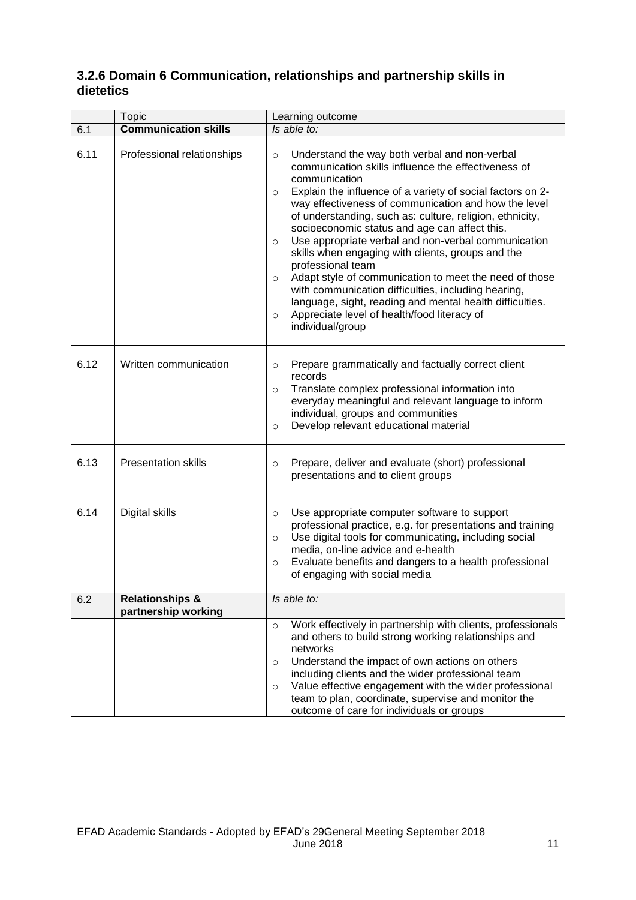### 3.2.6 Domain 6 Communication, relationships and partnership skills in dietetics

| | Topic | Learning outcome |
|---|---|---|
| 6.1 | **Communication skills** | *Is able to:* |
| 6.11 | Professional relationships | ○ Understand the way both verbal and non-verbal communication skills influence the effectiveness of communication<br>○ Explain the influence of a variety of social factors on 2-way effectiveness of communication and how the level of understanding, such as: culture, religion, ethnicity, socioeconomic status and age can affect this.<br>○ Use appropriate verbal and non-verbal communication skills when engaging with clients, groups and the professional team<br>○ Adapt style of communication to meet the need of those with communication difficulties, including hearing, language, sight, reading and mental health difficulties.<br>○ Appreciate level of health/food literacy of individual/group |
| 6.12 | Written communication | ○ Prepare grammatically and factually correct client records<br>○ Translate complex professional information into everyday meaningful and relevant language to inform individual, groups and communities<br>○ Develop relevant educational material |
| 6.13 | Presentation skills | ○ Prepare, deliver and evaluate (short) professional presentations and to client groups |
| 6.14 | Digital skills | ○ Use appropriate computer software to support professional practice, e.g. for presentations and training<br>○ Use digital tools for communicating, including social media, on-line advice and e-health<br>○ Evaluate benefits and dangers to a health professional of engaging with social media |
| 6.2 | **Relationships & partnership working** | *Is able to:* |
| | | ○ Work effectively in partnership with clients, professionals and others to build strong working relationships and networks<br>○ Understand the impact of own actions on others including clients and the wider professional team<br>○ Value effective engagement with the wider professional team to plan, coordinate, supervise and monitor the outcome of care for individuals or groups |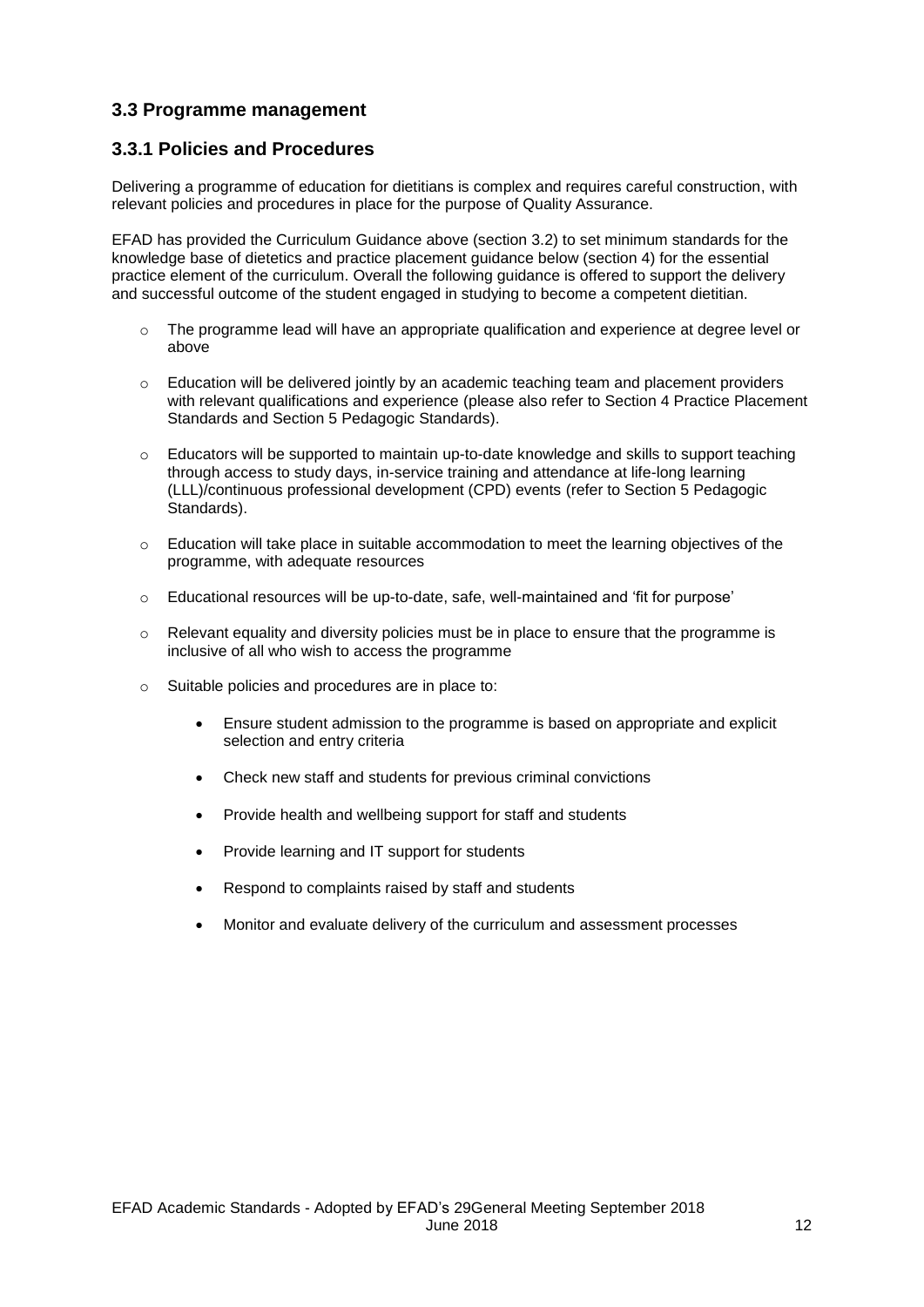## 3.3 Programme management

### 3.3.1 Policies and Procedures

Delivering a programme of education for dietitians is complex and requires careful construction, with relevant policies and procedures in place for the purpose of Quality Assurance.

EFAD has provided the Curriculum Guidance above (section 3.2) to set minimum standards for the knowledge base of dietetics and practice placement guidance below (section 4) for the essential practice element of the curriculum. Overall the following guidance is offered to support the delivery and successful outcome of the student engaged in studying to become a competent dietitian.

- The programme lead will have an appropriate qualification and experience at degree level or above
- Education will be delivered jointly by an academic teaching team and placement providers with relevant qualifications and experience (please also refer to Section 4 Practice Placement Standards and Section 5 Pedagogic Standards).
- Educators will be supported to maintain up-to-date knowledge and skills to support teaching through access to study days, in-service training and attendance at life-long learning (LLL)/continuous professional development (CPD) events (refer to Section 5 Pedagogic Standards).
- Education will take place in suitable accommodation to meet the learning objectives of the programme, with adequate resources
- Educational resources will be up-to-date, safe, well-maintained and 'fit for purpose'
- Relevant equality and diversity policies must be in place to ensure that the programme is inclusive of all who wish to access the programme
- Suitable policies and procedures are in place to:
  - Ensure student admission to the programme is based on appropriate and explicit selection and entry criteria
  - Check new staff and students for previous criminal convictions
  - Provide health and wellbeing support for staff and students
  - Provide learning and IT support for students
  - Respond to complaints raised by staff and students
  - Monitor and evaluate delivery of the curriculum and assessment processes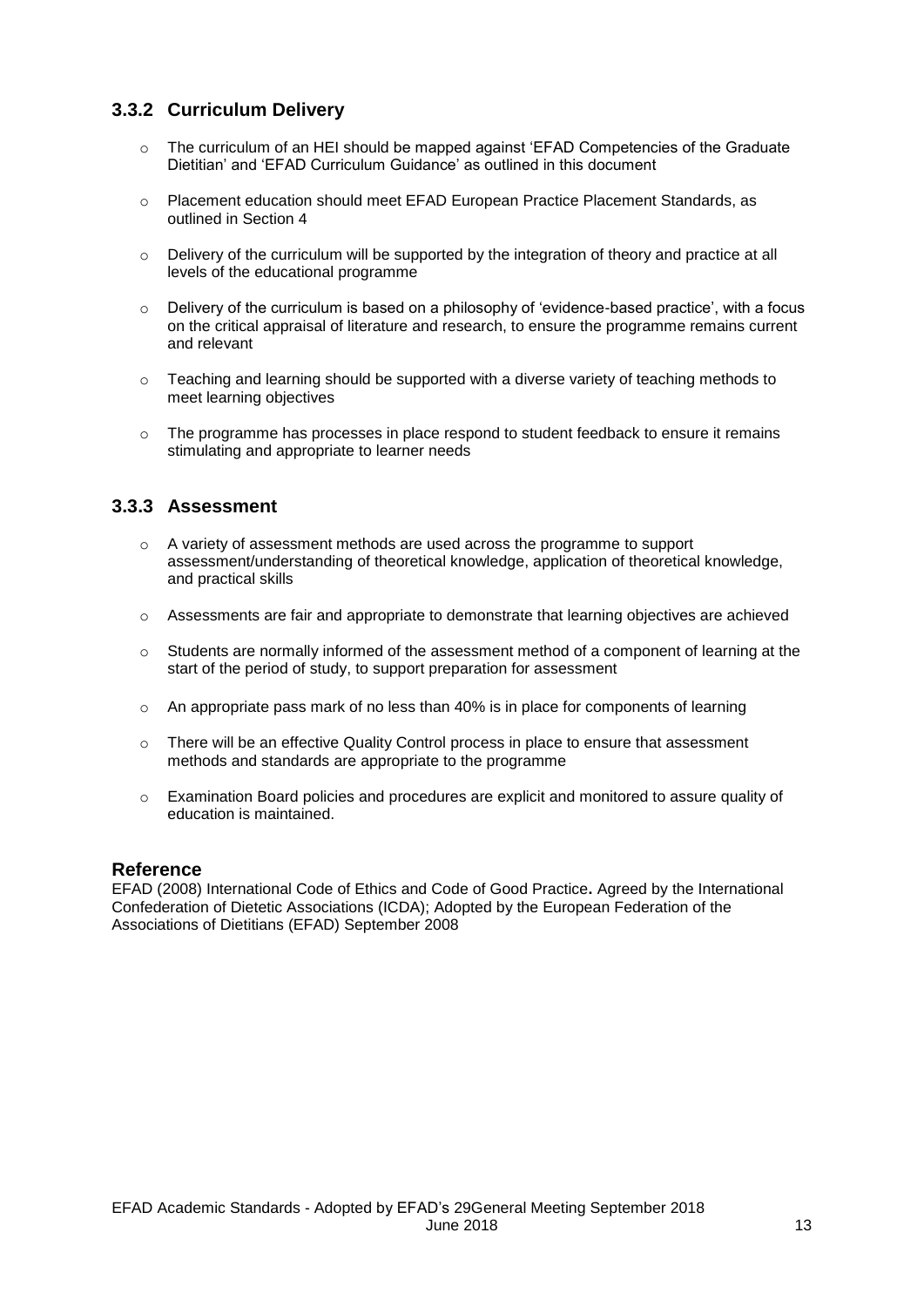### 3.3.2 Curriculum Delivery

- The curriculum of an HEI should be mapped against 'EFAD Competencies of the Graduate Dietitian' and 'EFAD Curriculum Guidance' as outlined in this document
- Placement education should meet EFAD European Practice Placement Standards, as outlined in Section 4
- Delivery of the curriculum will be supported by the integration of theory and practice at all levels of the educational programme
- Delivery of the curriculum is based on a philosophy of 'evidence-based practice', with a focus on the critical appraisal of literature and research, to ensure the programme remains current and relevant
- Teaching and learning should be supported with a diverse variety of teaching methods to meet learning objectives
- The programme has processes in place respond to student feedback to ensure it remains stimulating and appropriate to learner needs

### 3.3.3 Assessment

- A variety of assessment methods are used across the programme to support assessment/understanding of theoretical knowledge, application of theoretical knowledge, and practical skills
- Assessments are fair and appropriate to demonstrate that learning objectives are achieved
- Students are normally informed of the assessment method of a component of learning at the start of the period of study, to support preparation for assessment
- An appropriate pass mark of no less than 40% is in place for components of learning
- There will be an effective Quality Control process in place to ensure that assessment methods and standards are appropriate to the programme
- Examination Board policies and procedures are explicit and monitored to assure quality of education is maintained.

## Reference

EFAD (2008) International Code of Ethics and Code of Good Practice**.** Agreed by the International Confederation of Dietetic Associations (ICDA); Adopted by the European Federation of the Associations of Dietitians (EFAD) September 2008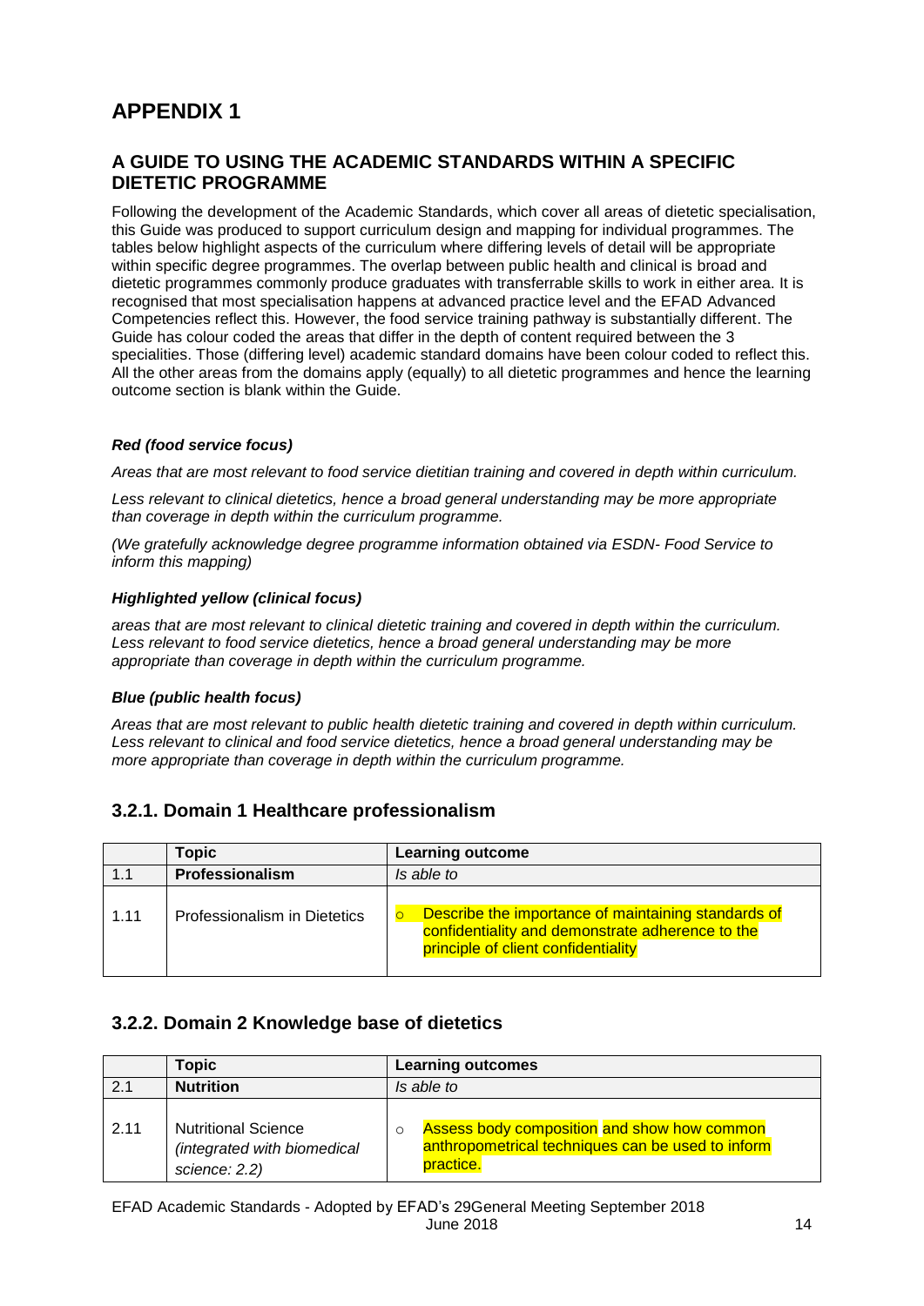# APPENDIX 1

## A GUIDE TO USING THE ACADEMIC STANDARDS WITHIN A SPECIFIC DIETETIC PROGRAMME

Following the development of the Academic Standards, which cover all areas of dietetic specialisation, this Guide was produced to support curriculum design and mapping for individual programmes. The tables below highlight aspects of the curriculum where differing levels of detail will be appropriate within specific degree programmes. The overlap between public health and clinical is broad and dietetic programmes commonly produce graduates with transferrable skills to work in either area. It is recognised that most specialisation happens at advanced practice level and the EFAD Advanced Competencies reflect this. However, the food service training pathway is substantially different. The Guide has colour coded the areas that differ in the depth of content required between the 3 specialities. Those (differing level) academic standard domains have been colour coded to reflect this. All the other areas from the domains apply (equally) to all dietetic programmes and hence the learning outcome section is blank within the Guide.

***Red (food service focus)***

*Areas that are most relevant to food service dietitian training and covered in depth within curriculum.*

*Less relevant to clinical dietetics, hence a broad general understanding may be more appropriate than coverage in depth within the curriculum programme.*

*(We gratefully acknowledge degree programme information obtained via ESDN- Food Service to inform this mapping)*

***Highlighted yellow (clinical focus)***

*areas that are most relevant to clinical dietetic training and covered in depth within the curriculum. Less relevant to food service dietetics, hence a broad general understanding may be more appropriate than coverage in depth within the curriculum programme.*

***Blue (public health focus)***

*Areas that are most relevant to public health dietetic training and covered in depth within curriculum. Less relevant to clinical and food service dietetics, hence a broad general understanding may be more appropriate than coverage in depth within the curriculum programme.*

### 3.2.1. Domain 1 Healthcare professionalism

| | Topic | Learning outcome |
|---|---|---|
| 1.1 | **Professionalism** | *Is able to* |
| 1.11 | Professionalism in Dietetics | ○ Describe the importance of maintaining standards of confidentiality and demonstrate adherence to the principle of client confidentiality |

### 3.2.2. Domain 2 Knowledge base of dietetics

| | Topic | Learning outcomes |
|---|---|---|
| 2.1 | **Nutrition** | *Is able to* |
| 2.11 | Nutritional Science *(integrated with biomedical science: 2.2)* | ○ Assess body composition and show how common anthropometrical techniques can be used to inform practice. |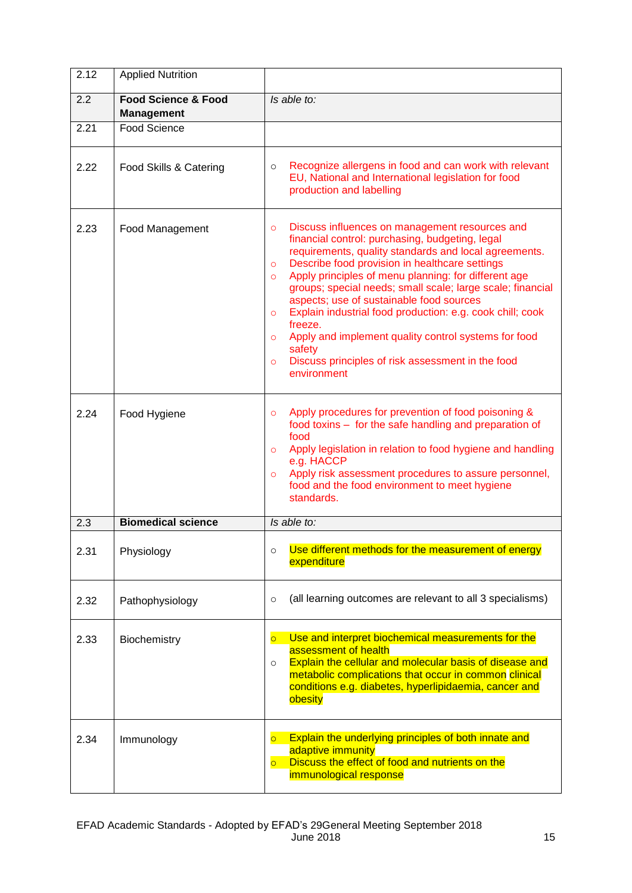| 2.12 | Applied Nutrition | |
|---|---|---|
| 2.2 | **Food Science & Food Management** | *Is able to:* |
| 2.21 | Food Science | |
| 2.22 | Food Skills & Catering | ○ Recognize allergens in food and can work with relevant EU, National and International legislation for food production and labelling |
| 2.23 | Food Management | ○ Discuss influences on management resources and financial control: purchasing, budgeting, legal requirements, quality standards and local agreements.<br>○ Describe food provision in healthcare settings<br>○ Apply principles of menu planning: for different age groups; special needs; small scale; large scale; financial aspects; use of sustainable food sources<br>○ Explain industrial food production: e.g. cook chill; cook freeze.<br>○ Apply and implement quality control systems for food safety<br>○ Discuss principles of risk assessment in the food environment |
| 2.24 | Food Hygiene | ○ Apply procedures for prevention of food poisoning & food toxins – for the safe handling and preparation of food<br>○ Apply legislation in relation to food hygiene and handling e.g. HACCP<br>○ Apply risk assessment procedures to assure personnel, food and the food environment to meet hygiene standards. |
| 2.3 | **Biomedical science** | *Is able to:* |
| 2.31 | Physiology | ○ Use different methods for the measurement of energy expenditure |
| 2.32 | Pathophysiology | ○ (all learning outcomes are relevant to all 3 specialisms) |
| 2.33 | Biochemistry | ○ Use and interpret biochemical measurements for the assessment of health<br>○ Explain the cellular and molecular basis of disease and metabolic complications that occur in common clinical conditions e.g. diabetes, hyperlipidaemia, cancer and obesity |
| 2.34 | Immunology | ○ Explain the underlying principles of both innate and adaptive immunity<br>○ Discuss the effect of food and nutrients on the immunological response |

EFAD Academic Standards - Adopted by EFAD's 29General Meeting September 2018
June 2018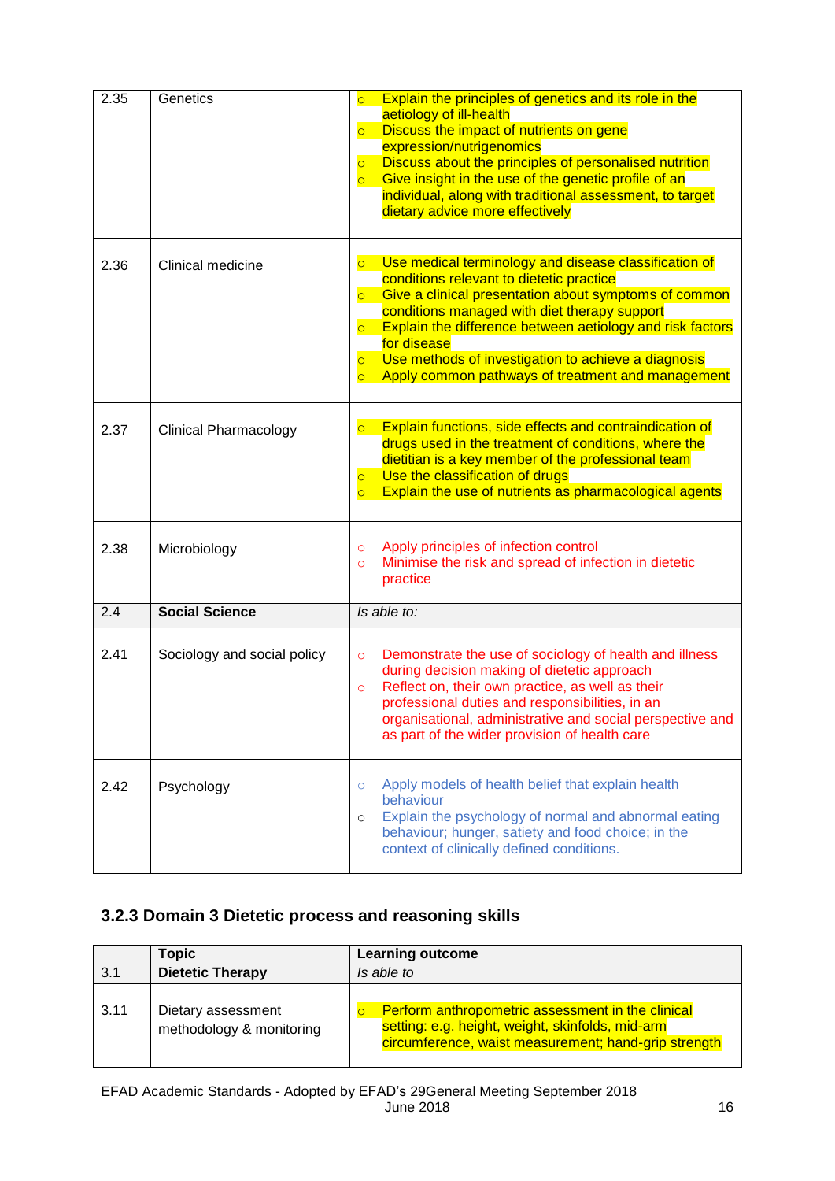| | | |
|---|---|---|
| 2.35 | Genetics | ○ Explain the principles of genetics and its role in the aetiology of ill-health<br>○ Discuss the impact of nutrients on gene expression/nutrigenomics<br>○ Discuss about the principles of personalised nutrition<br>○ Give insight in the use of the genetic profile of an individual, along with traditional assessment, to target dietary advice more effectively |
| 2.36 | Clinical medicine | ○ Use medical terminology and disease classification of conditions relevant to dietetic practice<br>○ Give a clinical presentation about symptoms of common conditions managed with diet therapy support<br>○ Explain the difference between aetiology and risk factors for disease<br>○ Use methods of investigation to achieve a diagnosis<br>○ Apply common pathways of treatment and management |
| 2.37 | Clinical Pharmacology | ○ Explain functions, side effects and contraindication of drugs used in the treatment of conditions, where the dietitian is a key member of the professional team<br>○ Use the classification of drugs<br>○ Explain the use of nutrients as pharmacological agents |
| 2.38 | Microbiology | ○ Apply principles of infection control<br>○ Minimise the risk and spread of infection in dietetic practice |
| 2.4 | **Social Science** | *Is able to:* |
| 2.41 | Sociology and social policy | ○ Demonstrate the use of sociology of health and illness during decision making of dietetic approach<br>○ Reflect on, their own practice, as well as their professional duties and responsibilities, in an organisational, administrative and social perspective and as part of the wider provision of health care |
| 2.42 | Psychology | ○ Apply models of health belief that explain health behaviour<br>○ Explain the psychology of normal and abnormal eating behaviour; hunger, satiety and food choice; in the context of clinically defined conditions. |

### 3.2.3 Domain 3 Dietetic process and reasoning skills

| | Topic | Learning outcome |
|---|---|---|
| 3.1 | **Dietetic Therapy** | *Is able to* |
| 3.11 | Dietary assessment methodology & monitoring | ○ Perform anthropometric assessment in the clinical setting: e.g. height, weight, skinfolds, mid-arm circumference, waist measurement; hand-grip strength |

EFAD Academic Standards - Adopted by EFAD's 29General Meeting September 2018
June 2018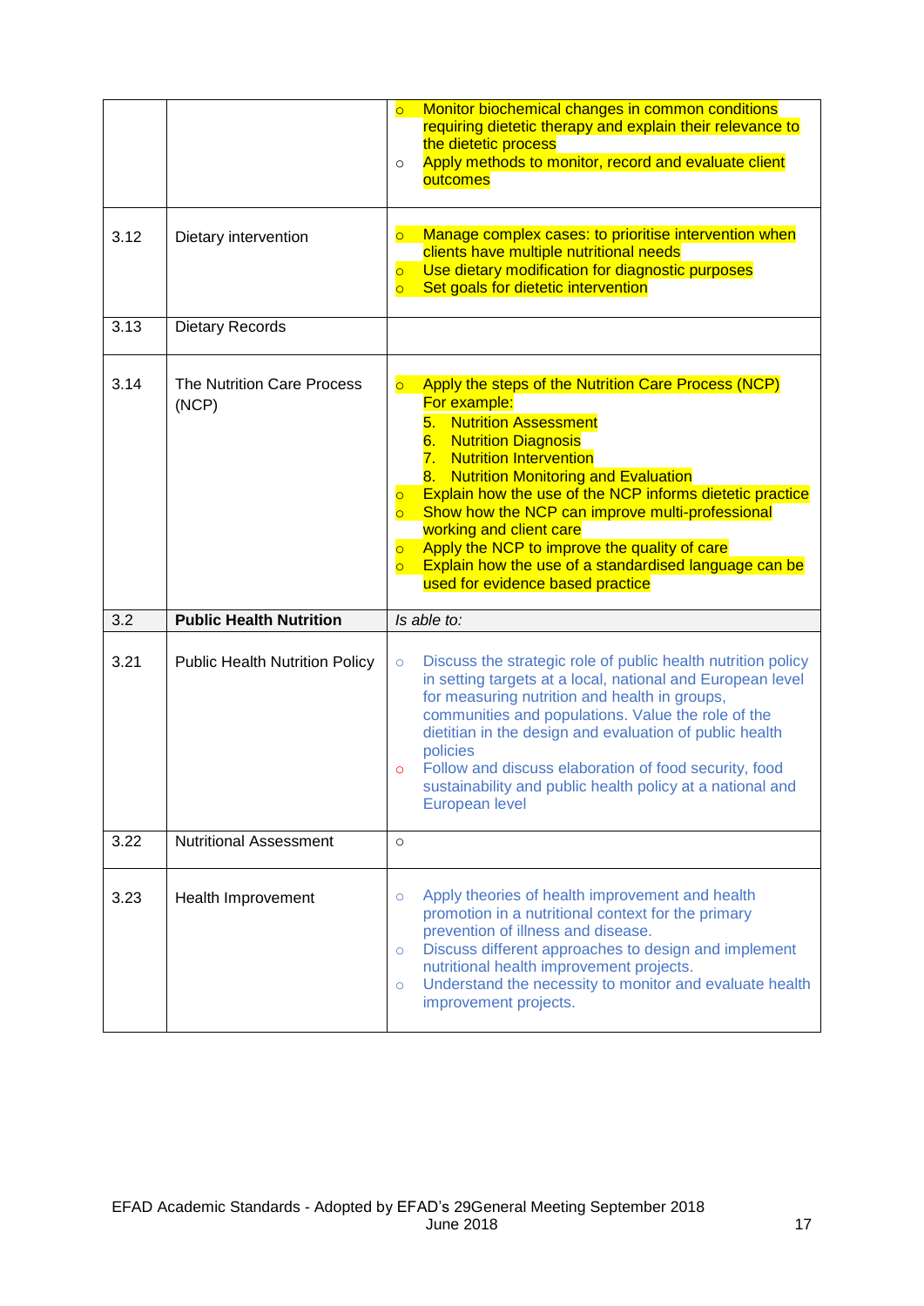| | | |
|---|---|---|
| | | ○ Monitor biochemical changes in common conditions requiring dietetic therapy and explain their relevance to the dietetic process<br>○ Apply methods to monitor, record and evaluate client outcomes |
| 3.12 | Dietary intervention | ○ Manage complex cases: to prioritise intervention when clients have multiple nutritional needs<br>○ Use dietary modification for diagnostic purposes<br>○ Set goals for dietetic intervention |
| 3.13 | Dietary Records | |
| 3.14 | The Nutrition Care Process (NCP) | ○ Apply the steps of the Nutrition Care Process (NCP) For example:<br>5. Nutrition Assessment<br>6. Nutrition Diagnosis<br>7. Nutrition Intervention<br>8. Nutrition Monitoring and Evaluation<br>○ Explain how the use of the NCP informs dietetic practice<br>○ Show how the NCP can improve multi-professional working and client care<br>○ Apply the NCP to improve the quality of care<br>○ Explain how the use of a standardised language can be used for evidence based practice |
| 3.2 | **Public Health Nutrition** | *Is able to:* |
| 3.21 | Public Health Nutrition Policy | ○ Discuss the strategic role of public health nutrition policy in setting targets at a local, national and European level for measuring nutrition and health in groups, communities and populations. Value the role of the dietitian in the design and evaluation of public health policies<br>○ Follow and discuss elaboration of food security, food sustainability and public health policy at a national and European level |
| 3.22 | Nutritional Assessment | ○ |
| 3.23 | Health Improvement | ○ Apply theories of health improvement and health promotion in a nutritional context for the primary prevention of illness and disease.<br>○ Discuss different approaches to design and implement nutritional health improvement projects.<br>○ Understand the necessity to monitor and evaluate health improvement projects. |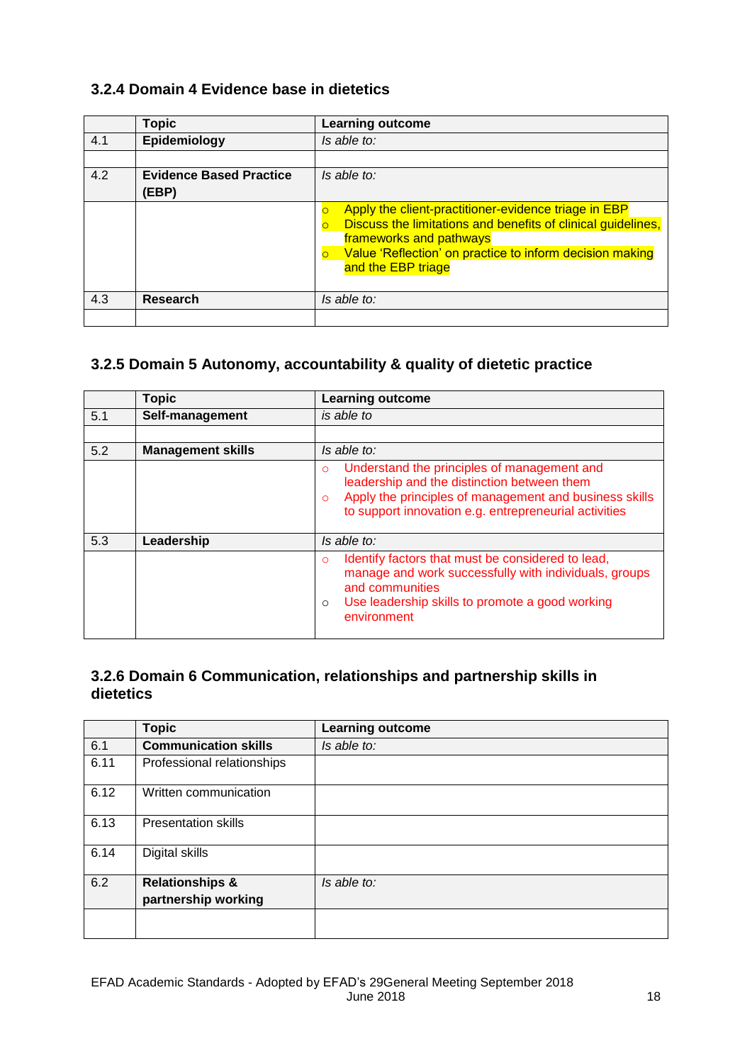### 3.2.4 Domain 4 Evidence base in dietetics

| | Topic | Learning outcome |
|---|---|---|
| 4.1 | **Epidemiology** | *Is able to:* |
| | | |
| 4.2 | **Evidence Based Practice (EBP)** | *Is able to:* |
| | | ○ Apply the client-practitioner-evidence triage in EBP<br>○ Discuss the limitations and benefits of clinical guidelines, frameworks and pathways<br>○ Value 'Reflection' on practice to inform decision making and the EBP triage |
| 4.3 | **Research** | *Is able to:* |
| | | |

### 3.2.5 Domain 5 Autonomy, accountability & quality of dietetic practice

| | Topic | Learning outcome |
|---|---|---|
| 5.1 | **Self-management** | *is able to* |
| | | |
| 5.2 | **Management skills** | *Is able to:* |
| | | ○ Understand the principles of management and leadership and the distinction between them<br>○ Apply the principles of management and business skills to support innovation e.g. entrepreneurial activities |
| 5.3 | **Leadership** | *Is able to:* |
| | | ○ Identify factors that must be considered to lead, manage and work successfully with individuals, groups and communities<br>○ Use leadership skills to promote a good working environment |

### 3.2.6 Domain 6 Communication, relationships and partnership skills in dietetics

| | Topic | Learning outcome |
|---|---|---|
| 6.1 | **Communication skills** | *Is able to:* |
| 6.11 | Professional relationships | |
| 6.12 | Written communication | |
| 6.13 | Presentation skills | |
| 6.14 | Digital skills | |
| 6.2 | **Relationships & partnership working** | *Is able to:* |
| | | |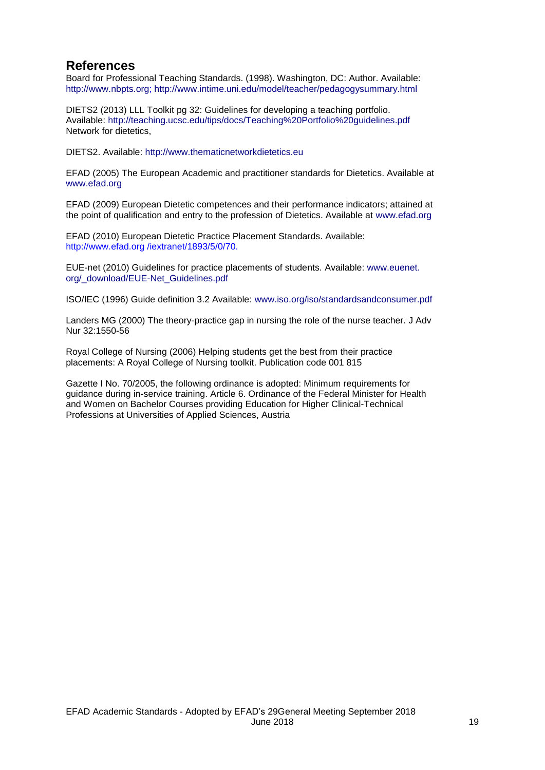## References

Board for Professional Teaching Standards. (1998). Washington, DC: Author. Available: http://www.nbpts.org; http://www.intime.uni.edu/model/teacher/pedagogysummary.html

DIETS2 (2013) LLL Toolkit pg 32: Guidelines for developing a teaching portfolio. Available: http://teaching.ucsc.edu/tips/docs/Teaching%20Portfolio%20guidelines.pdf Network for dietetics,

DIETS2. Available: http://www.thematicnetworkdietetics.eu

EFAD (2005) The European Academic and practitioner standards for Dietetics. Available at www.efad.org

EFAD (2009) European Dietetic competences and their performance indicators; attained at the point of qualification and entry to the profession of Dietetics. Available at www.efad.org

EFAD (2010) European Dietetic Practice Placement Standards. Available: http://www.efad.org /iextranet/1893/5/0/70.

EUE-net (2010) Guidelines for practice placements of students. Available: www.euenet. org/_download/EUE-Net_Guidelines.pdf

ISO/IEC (1996) Guide definition 3.2 Available: www.iso.org/iso/standardsandconsumer.pdf

Landers MG (2000) The theory-practice gap in nursing the role of the nurse teacher. J Adv Nur 32:1550-56

Royal College of Nursing (2006) Helping students get the best from their practice placements: A Royal College of Nursing toolkit. Publication code 001 815

Gazette I No. 70/2005, the following ordinance is adopted: Minimum requirements for guidance during in-service training. Article 6. Ordinance of the Federal Minister for Health and Women on Bachelor Courses providing Education for Higher Clinical-Technical Professions at Universities of Applied Sciences, Austria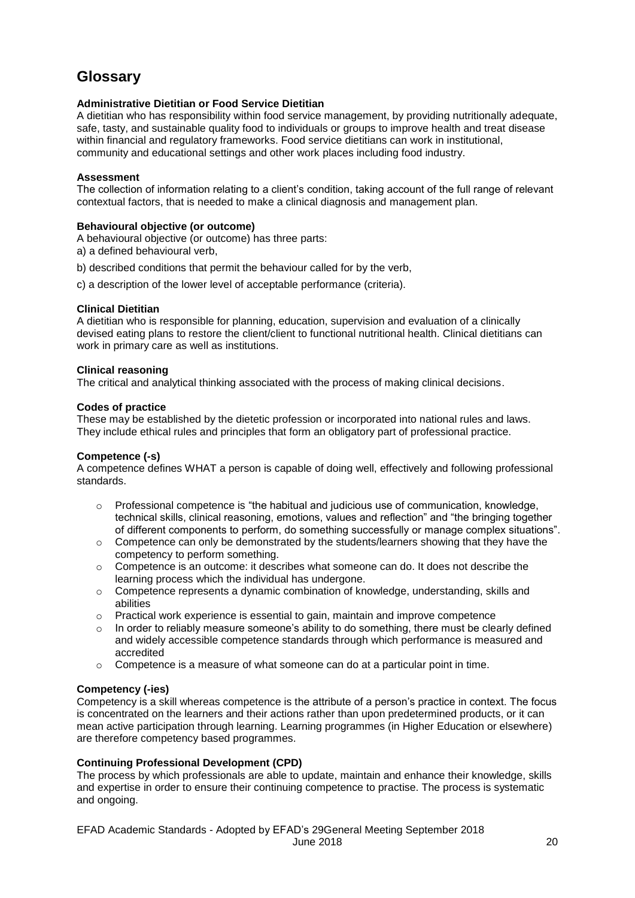## Glossary

**Administrative Dietitian or Food Service Dietitian**
A dietitian who has responsibility within food service management, by providing nutritionally adequate, safe, tasty, and sustainable quality food to individuals or groups to improve health and treat disease within financial and regulatory frameworks. Food service dietitians can work in institutional, community and educational settings and other work places including food industry.

**Assessment**
The collection of information relating to a client's condition, taking account of the full range of relevant contextual factors, that is needed to make a clinical diagnosis and management plan.

**Behavioural objective (or outcome)**
A behavioural objective (or outcome) has three parts:
a) a defined behavioural verb,

b) described conditions that permit the behaviour called for by the verb,

c) a description of the lower level of acceptable performance (criteria).

**Clinical Dietitian**
A dietitian who is responsible for planning, education, supervision and evaluation of a clinically devised eating plans to restore the client/client to functional nutritional health. Clinical dietitians can work in primary care as well as institutions.

**Clinical reasoning**
The critical and analytical thinking associated with the process of making clinical decisions.

**Codes of practice**
These may be established by the dietetic profession or incorporated into national rules and laws. They include ethical rules and principles that form an obligatory part of professional practice.

**Competence (-s)**
A competence defines WHAT a person is capable of doing well, effectively and following professional standards.

- Professional competence is "the habitual and judicious use of communication, knowledge, technical skills, clinical reasoning, emotions, values and reflection" and "the bringing together of different components to perform, do something successfully or manage complex situations".
- Competence can only be demonstrated by the students/learners showing that they have the competency to perform something.
- Competence is an outcome: it describes what someone can do. It does not describe the learning process which the individual has undergone.
- Competence represents a dynamic combination of knowledge, understanding, skills and abilities
- Practical work experience is essential to gain, maintain and improve competence
- In order to reliably measure someone's ability to do something, there must be clearly defined and widely accessible competence standards through which performance is measured and accredited
- Competence is a measure of what someone can do at a particular point in time.

**Competency (-ies)**
Competency is a skill whereas competence is the attribute of a person's practice in context. The focus is concentrated on the learners and their actions rather than upon predetermined products, or it can mean active participation through learning. Learning programmes (in Higher Education or elsewhere) are therefore competency based programmes.

**Continuing Professional Development (CPD)**
The process by which professionals are able to update, maintain and enhance their knowledge, skills and expertise in order to ensure their continuing competence to practise. The process is systematic and ongoing.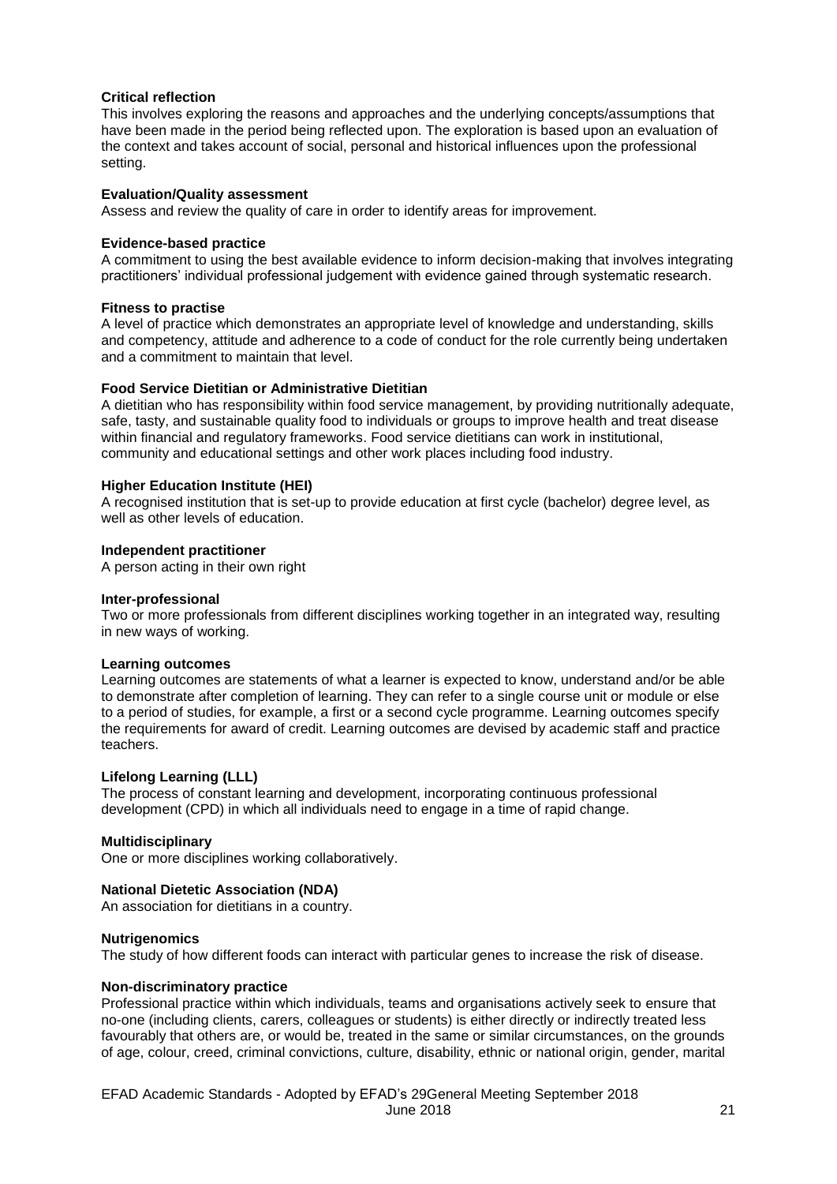**Critical reflection**

This involves exploring the reasons and approaches and the underlying concepts/assumptions that have been made in the period being reflected upon. The exploration is based upon an evaluation of the context and takes account of social, personal and historical influences upon the professional setting.

**Evaluation/Quality assessment**

Assess and review the quality of care in order to identify areas for improvement.

**Evidence-based practice**

A commitment to using the best available evidence to inform decision-making that involves integrating practitioners' individual professional judgement with evidence gained through systematic research.

**Fitness to practise**

A level of practice which demonstrates an appropriate level of knowledge and understanding, skills and competency, attitude and adherence to a code of conduct for the role currently being undertaken and a commitment to maintain that level.

**Food Service Dietitian or Administrative Dietitian**

A dietitian who has responsibility within food service management, by providing nutritionally adequate, safe, tasty, and sustainable quality food to individuals or groups to improve health and treat disease within financial and regulatory frameworks. Food service dietitians can work in institutional, community and educational settings and other work places including food industry.

**Higher Education Institute (HEI)**

A recognised institution that is set-up to provide education at first cycle (bachelor) degree level, as well as other levels of education.

**Independent practitioner**

A person acting in their own right

**Inter-professional**

Two or more professionals from different disciplines working together in an integrated way, resulting in new ways of working.

**Learning outcomes**

Learning outcomes are statements of what a learner is expected to know, understand and/or be able to demonstrate after completion of learning. They can refer to a single course unit or module or else to a period of studies, for example, a first or a second cycle programme. Learning outcomes specify the requirements for award of credit. Learning outcomes are devised by academic staff and practice teachers.

**Lifelong Learning (LLL)**

The process of constant learning and development, incorporating continuous professional development (CPD) in which all individuals need to engage in a time of rapid change.

**Multidisciplinary**

One or more disciplines working collaboratively.

**National Dietetic Association (NDA)**

An association for dietitians in a country.

**Nutrigenomics**

The study of how different foods can interact with particular genes to increase the risk of disease.

**Non-discriminatory practice**

Professional practice within which individuals, teams and organisations actively seek to ensure that no-one (including clients, carers, colleagues or students) is either directly or indirectly treated less favourably that others are, or would be, treated in the same or similar circumstances, on the grounds of age, colour, creed, criminal convictions, culture, disability, ethnic or national origin, gender, marital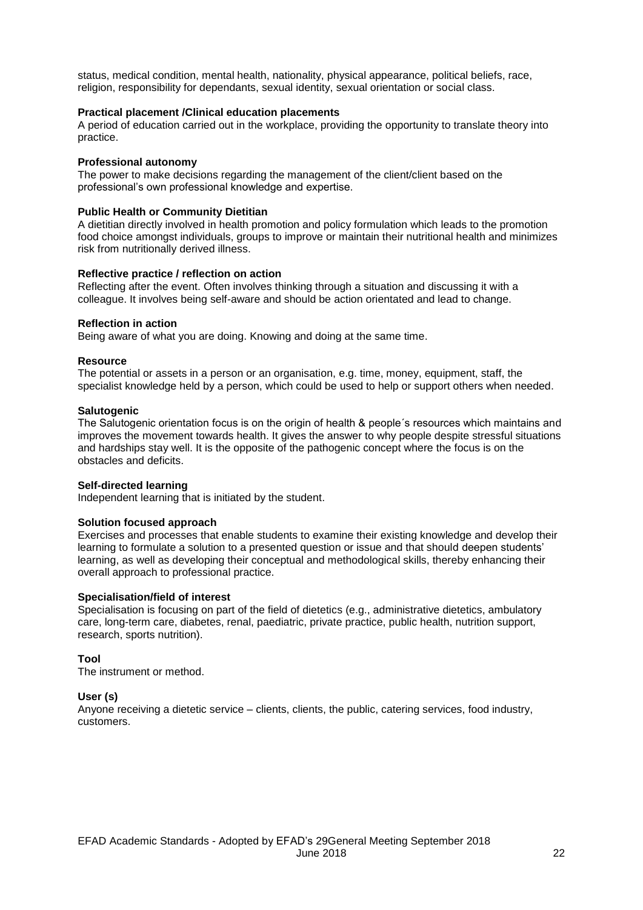status, medical condition, mental health, nationality, physical appearance, political beliefs, race, religion, responsibility for dependants, sexual identity, sexual orientation or social class.

**Practical placement /Clinical education placements**
A period of education carried out in the workplace, providing the opportunity to translate theory into practice.

**Professional autonomy**
The power to make decisions regarding the management of the client/client based on the professional's own professional knowledge and expertise.

**Public Health or Community Dietitian**
A dietitian directly involved in health promotion and policy formulation which leads to the promotion food choice amongst individuals, groups to improve or maintain their nutritional health and minimizes risk from nutritionally derived illness.

**Reflective practice / reflection on action**
Reflecting after the event. Often involves thinking through a situation and discussing it with a colleague. It involves being self-aware and should be action orientated and lead to change.

**Reflection in action**
Being aware of what you are doing. Knowing and doing at the same time.

**Resource**
The potential or assets in a person or an organisation, e.g. time, money, equipment, staff, the specialist knowledge held by a person, which could be used to help or support others when needed.

**Salutogenic**
The Salutogenic orientation focus is on the origin of health & people´s resources which maintains and improves the movement towards health. It gives the answer to why people despite stressful situations and hardships stay well. It is the opposite of the pathogenic concept where the focus is on the obstacles and deficits.

**Self-directed learning**
Independent learning that is initiated by the student.

**Solution focused approach**
Exercises and processes that enable students to examine their existing knowledge and develop their learning to formulate a solution to a presented question or issue and that should deepen students' learning, as well as developing their conceptual and methodological skills, thereby enhancing their overall approach to professional practice.

**Specialisation/field of interest**
Specialisation is focusing on part of the field of dietetics (e.g., administrative dietetics, ambulatory care, long-term care, diabetes, renal, paediatric, private practice, public health, nutrition support, research, sports nutrition).

**Tool**
The instrument or method.

**User (s)**
Anyone receiving a dietetic service – clients, clients, the public, catering services, food industry, customers.